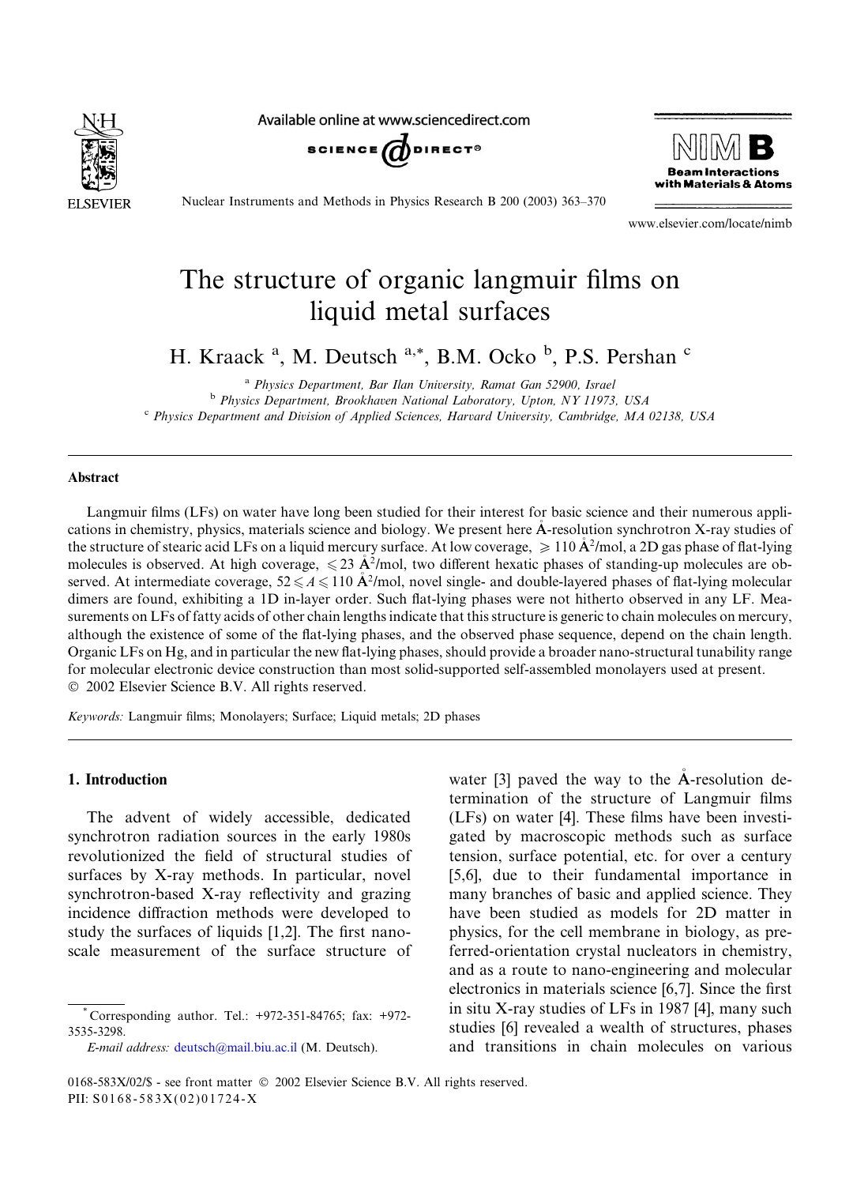# The structure of organic langmuir films on liquid metal surfaces

H. Kraack [a], M. Deutsch [a,*], B.M. Ocko [b], P.S. Pershan [c]

[a] Physics Department, Bar Ilan University, Ramat Gan 52900, Israel
[b] Physics Department, Brookhaven National Laboratory, Upton, NY 11973, USA
[c] Physics Department and Division of Applied Sciences, Harvard University, Cambridge, MA 02138, USA

## Abstract

Langmuir films (LFs) on water have long been studied for their interest for basic science and their numerous applications in chemistry, physics, materials science and biology. We present here Å-resolution synchrotron X-ray studies of the structure of stearic acid LFs on a liquid mercury surface. At low coverage, $\geqslant 110$ Å$^2$/mol, a 2D gas phase of flat-lying molecules is observed. At high coverage, $\leqslant 23$ Å$^2$/mol, two different hexatic phases of standing-up molecules are observed. At intermediate coverage, $52 \leqslant A \leqslant 110$ Å$^2$/mol, novel single- and double-layered phases of flat-lying molecular dimers are found, exhibiting a 1D in-layer order. Such flat-lying phases were not hitherto observed in any LF. Measurements on LFs of fatty acids of other chain lengths indicate that this structure is generic to chain molecules on mercury, although the existence of some of the flat-lying phases, and the observed phase sequence, depend on the chain length. Organic LFs on Hg, and in particular the new flat-lying phases, should provide a broader nano-structural tunability range for molecular electronic device construction than most solid-supported self-assembled monolayers used at present.
© 2002 Elsevier Science B.V. All rights reserved.

*Keywords:* Langmuir films; Monolayers; Surface; Liquid metals; 2D phases

## 1. Introduction

The advent of widely accessible, dedicated synchrotron radiation sources in the early 1980s revolutionized the field of structural studies of surfaces by X-ray methods. In particular, novel synchrotron-based X-ray reflectivity and grazing incidence diffraction methods were developed to study the surfaces of liquids [1,2]. The first nano-scale measurement of the surface structure of water [3] paved the way to the Å-resolution determination of the structure of Langmuir films (LFs) on water [4]. These films have been investigated by macroscopic methods such as surface tension, surface potential, etc. for over a century [5,6], due to their fundamental importance in many branches of basic and applied science. They have been studied as models for 2D matter in physics, for the cell membrane in biology, as preferred-orientation crystal nucleators in chemistry, and as a route to nano-engineering and molecular electronics in materials science [6,7]. Since the first in situ X-ray studies of LFs in 1987 [4], many such studies [6] revealed a wealth of structures, phases and transitions in chain molecules on various

* Corresponding author. Tel.: +972-351-84765; fax: +972-3535-3298.
*E-mail address:* deutsch@mail.biu.ac.il (M. Deutsch).

0168-583X/02/$ - see front matter © 2002 Elsevier Science B.V. All rights reserved.
PII: S0168-583X(02)01724-X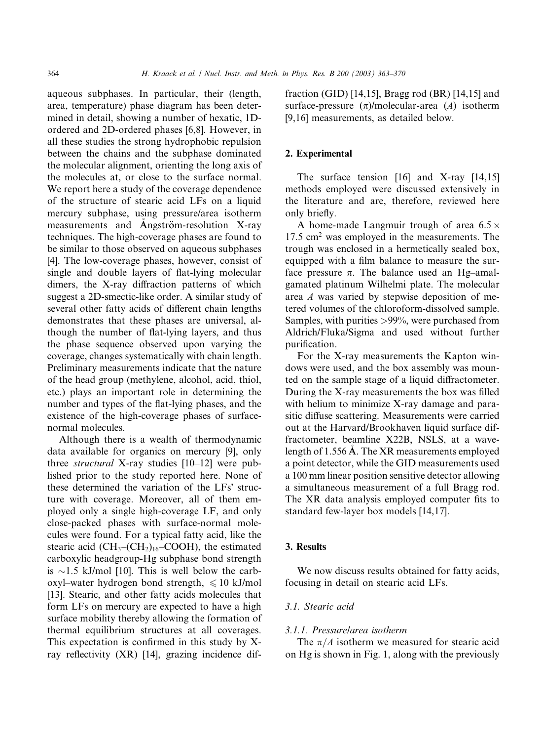aqueous subphases. In particular, their (length, area, temperature) phase diagram has been determined in detail, showing a number of hexatic, 1D-ordered and 2D-ordered phases [6,8]. However, in all these studies the strong hydrophobic repulsion between the chains and the subphase dominated the molecular alignment, orienting the long axis of the molecules at, or close to the surface normal. We report here a study of the coverage dependence of the structure of stearic acid LFs on a liquid mercury subphase, using pressure/area isotherm measurements and Ångström-resolution X-ray techniques. The high-coverage phases are found to be similar to those observed on aqueous subphases [4]. The low-coverage phases, however, consist of single and double layers of flat-lying molecular dimers, the X-ray diffraction patterns of which suggest a 2D-smectic-like order. A similar study of several other fatty acids of different chain lengths demonstrates that these phases are universal, although the number of flat-lying layers, and thus the phase sequence observed upon varying the coverage, changes systematically with chain length. Preliminary measurements indicate that the nature of the head group (methylene, alcohol, acid, thiol, etc.) plays an important role in determining the number and types of the flat-lying phases, and the existence of the high-coverage phases of surface-normal molecules.

Although there is a wealth of thermodynamic data available for organics on mercury [9], only three *structural* X-ray studies [10–12] were published prior to the study reported here. None of these determined the variation of the LFs' structure with coverage. Moreover, all of them employed only a single high-coverage LF, and only close-packed phases with surface-normal molecules were found. For a typical fatty acid, like the stearic acid ($CH_3$–$(CH_2)_{16}$–COOH), the estimated carboxylic headgroup-Hg subphase bond strength is $\sim$1.5 kJ/mol [10]. This is well below the carboxyl–water hydrogen bond strength, $\leqslant 10$ kJ/mol [13]. Stearic, and other fatty acids molecules that form LFs on mercury are expected to have a high surface mobility thereby allowing the formation of thermal equilibrium structures at all coverages. This expectation is confirmed in this study by X-ray reflectivity (XR) [14], grazing incidence diffraction (GID) [14,15], Bragg rod (BR) [14,15] and surface-pressure ($\pi$)/molecular-area ($A$) isotherm [9,16] measurements, as detailed below.

## 2. Experimental

The surface tension [16] and X-ray [14,15] methods employed were discussed extensively in the literature and are, therefore, reviewed here only briefly.

A home-made Langmuir trough of area $6.5 \times 17.5$ cm$^2$ was employed in the measurements. The trough was enclosed in a hermetically sealed box, equipped with a film balance to measure the surface pressure $\pi$. The balance used an Hg–amalgamated platinum Wilhelmi plate. The molecular area $A$ was varied by stepwise deposition of metered volumes of the chloroform-dissolved sample. Samples, with purities >99%, were purchased from Aldrich/Fluka/Sigma and used without further purification.

For the X-ray measurements the Kapton windows were used, and the box assembly was mounted on the sample stage of a liquid diffractometer. During the X-ray measurements the box was filled with helium to minimize X-ray damage and parasitic diffuse scattering. Measurements were carried out at the Harvard/Brookhaven liquid surface diffractometer, beamline X22B, NSLS, at a wavelength of 1.556 Å. The XR measurements employed a point detector, while the GID measurements used a 100 mm linear position sensitive detector allowing a simultaneous measurement of a full Bragg rod. The XR data analysis employed computer fits to standard few-layer box models [14,17].

## 3. Results

We now discuss results obtained for fatty acids, focusing in detail on stearic acid LFs.

### 3.1. Stearic acid

#### 3.1.1. Pressure/area isotherm

The $\pi/A$ isotherm we measured for stearic acid on Hg is shown in Fig. 1, along with the previously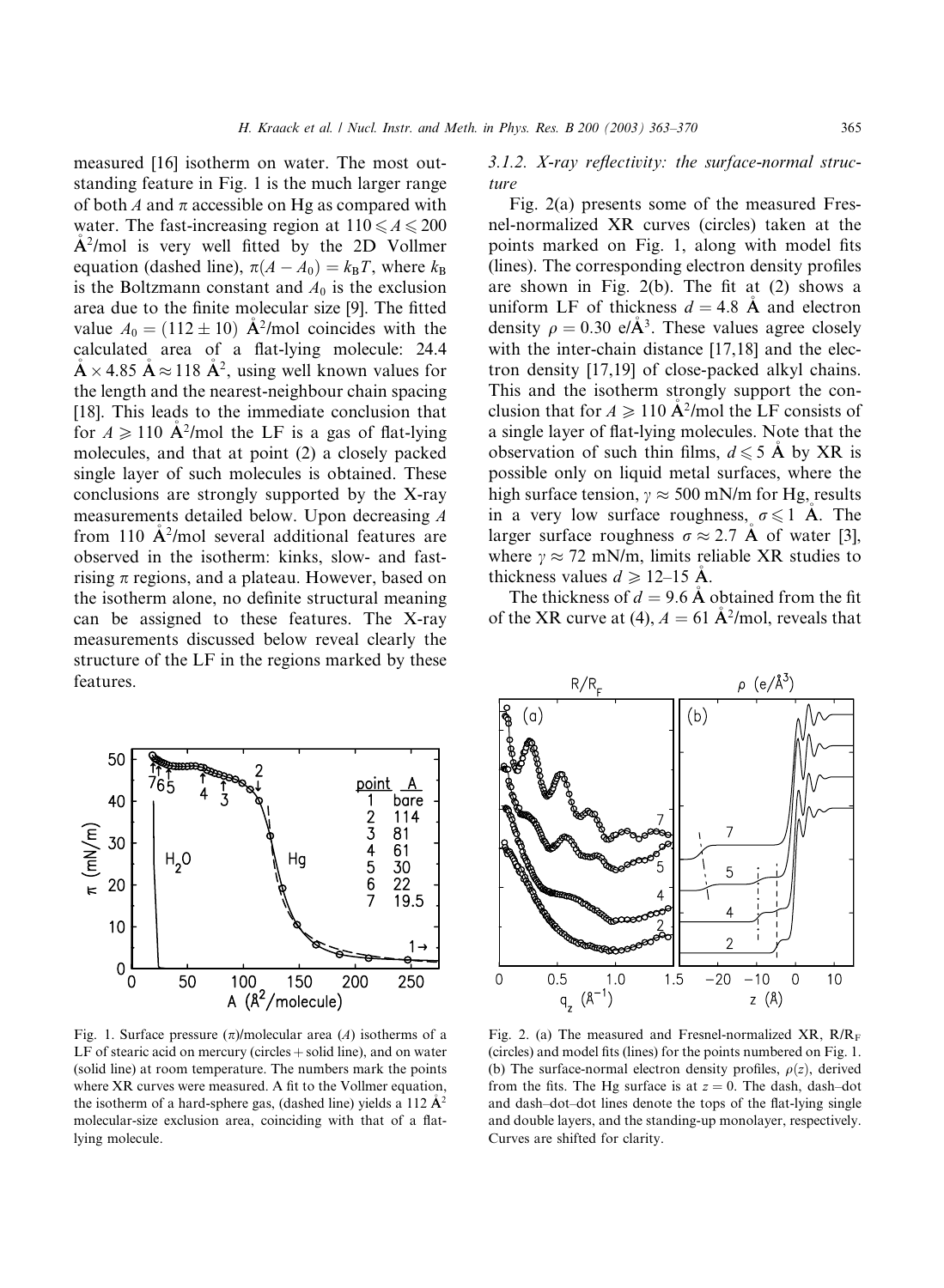measured [16] isotherm on water. The most outstanding feature in Fig. 1 is the much larger range of both $A$ and $\pi$ accessible on Hg as compared with water. The fast-increasing region at $110 \leqslant A \leqslant 200$ Å$^2$/mol is very well fitted by the 2D Vollmer equation (dashed line), $\pi(A - A_0) = k_B T$, where $k_B$ is the Boltzmann constant and $A_0$ is the exclusion area due to the finite molecular size [9]. The fitted value $A_0 = (112 \pm 10)$ Å$^2$/mol coincides with the calculated area of a flat-lying molecule: 24.4 Å × 4.85 Å ≈ 118 Å$^2$, using well known values for the length and the nearest-neighbour chain spacing [18]. This leads to the immediate conclusion that for $A \geqslant 110$ Å$^2$/mol the LF is a gas of flat-lying molecules, and that at point (2) a closely packed single layer of such molecules is obtained. These conclusions are strongly supported by the X-ray measurements detailed below. Upon decreasing $A$ from 110 Å$^2$/mol several additional features are observed in the isotherm: kinks, slow- and fast-rising $\pi$ regions, and a plateau. However, based on the isotherm alone, no definite structural meaning can be assigned to these features. The X-ray measurements discussed below reveal clearly the structure of the LF in the regions marked by these features.

Fig. 1. Surface pressure ($\pi$)/molecular area ($A$) isotherms of a LF of stearic acid on mercury (circles + solid line), and on water (solid line) at room temperature. The numbers mark the points where XR curves were measured. A fit to the Vollmer equation, the isotherm of a hard-sphere gas, (dashed line) yields a 112 Å$^2$ molecular-size exclusion area, coinciding with that of a flat-lying molecule.

#### 3.1.2. X-ray reflectivity: the surface-normal structure

Fig. 2(a) presents some of the measured Fresnel-normalized XR curves (circles) taken at the points marked on Fig. 1, along with model fits (lines). The corresponding electron density profiles are shown in Fig. 2(b). The fit at (2) shows a uniform LF of thickness $d = 4.8$ Å and electron density $\rho = 0.30$ e/Å$^3$. These values agree closely with the inter-chain distance [17,18] and the electron density [17,19] of close-packed alkyl chains. This and the isotherm strongly support the conclusion that for $A \geqslant 110$ Å$^2$/mol the LF consists of a single layer of flat-lying molecules. Note that the observation of such thin films, $d \leqslant 5$ Å by XR is possible only on liquid metal surfaces, where the high surface tension, $\gamma \approx 500$ mN/m for Hg, results in a very low surface roughness, $\sigma \leqslant 1$ Å. The larger surface roughness $\sigma \approx 2.7$ Å of water [3], where $\gamma \approx 72$ mN/m, limits reliable XR studies to thickness values $d \geqslant 12$–15 Å.

The thickness of $d = 9.6$ Å obtained from the fit of the XR curve at (4), $A = 61$ Å$^2$/mol, reveals that

Fig. 2. (a) The measured and Fresnel-normalized XR, $R/R_F$ (circles) and model fits (lines) for the points numbered on Fig. 1. (b) The surface-normal electron density profiles, $\rho(z)$, derived from the fits. The Hg surface is at $z = 0$. The dash, dash–dot and dash–dot–dot lines denote the tops of the flat-lying single and double layers, and the standing-up monolayer, respectively. Curves are shifted for clarity.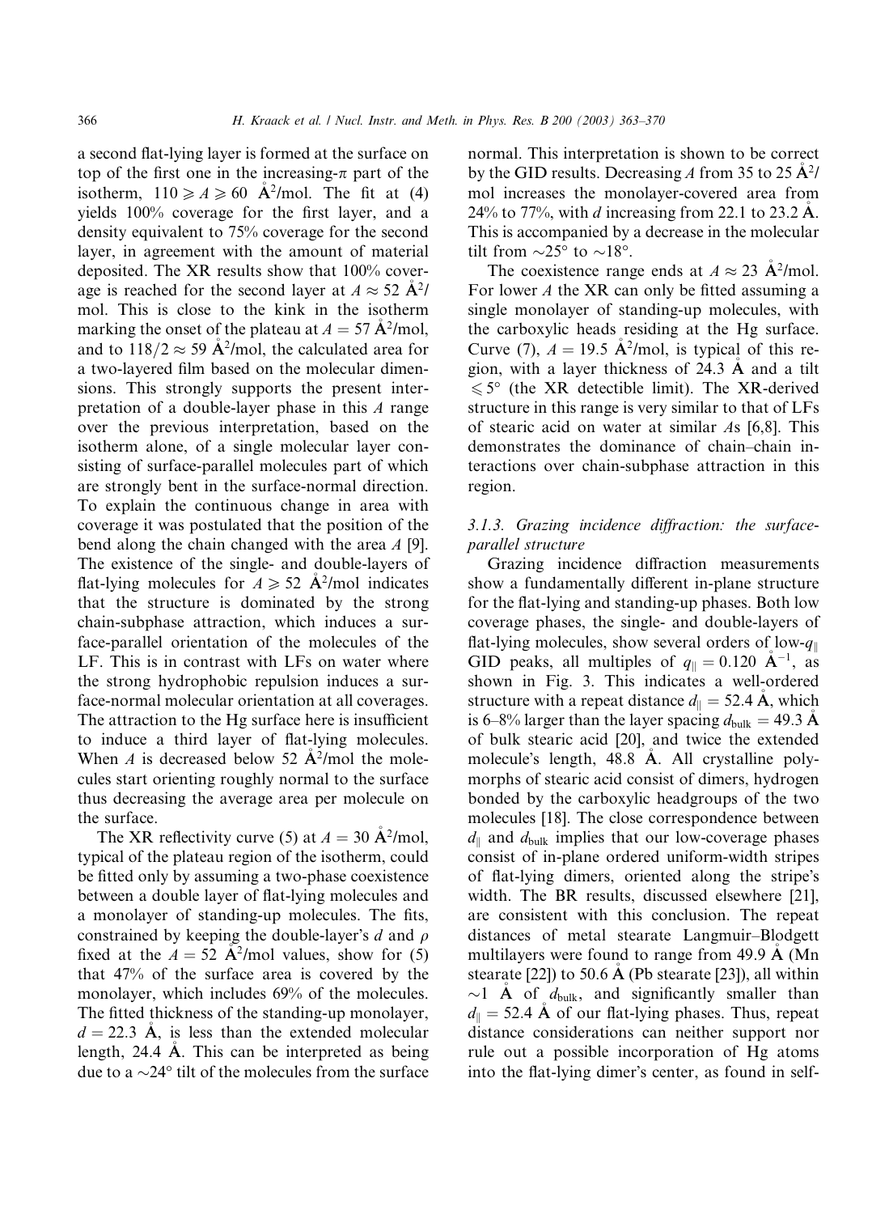a second flat-lying layer is formed at the surface on top of the first one in the increasing-$\pi$ part of the isotherm, $110 \geqslant A \geqslant 60$ Å$^2$/mol. The fit at (4) yields 100% coverage for the first layer, and a density equivalent to 75% coverage for the second layer, in agreement with the amount of material deposited. The XR results show that 100% coverage is reached for the second layer at $A \approx 52$ Å$^2$/mol. This is close to the kink in the isotherm marking the onset of the plateau at $A = 57$ Å$^2$/mol, and to $118/2 \approx 59$ Å$^2$/mol, the calculated area for a two-layered film based on the molecular dimensions. This strongly supports the present interpretation of a double-layer phase in this $A$ range over the previous interpretation, based on the isotherm alone, of a single molecular layer consisting of surface-parallel molecules part of which are strongly bent in the surface-normal direction. To explain the continuous change in area with coverage it was postulated that the position of the bend along the chain changed with the area $A$ [9]. The existence of the single- and double-layers of flat-lying molecules for $A \geqslant 52$ Å$^2$/mol indicates that the structure is dominated by the strong chain-subphase attraction, which induces a surface-parallel orientation of the molecules of the LF. This is in contrast with LFs on water where the strong hydrophobic repulsion induces a surface-normal molecular orientation at all coverages. The attraction to the Hg surface here is insufficient to induce a third layer of flat-lying molecules. When $A$ is decreased below 52 Å$^2$/mol the molecules start orienting roughly normal to the surface thus decreasing the average area per molecule on the surface.

The XR reflectivity curve (5) at $A = 30$ Å$^2$/mol, typical of the plateau region of the isotherm, could be fitted only by assuming a two-phase coexistence between a double layer of flat-lying molecules and a monolayer of standing-up molecules. The fits, constrained by keeping the double-layer's $d$ and $\rho$ fixed at the $A = 52$ Å$^2$/mol values, show for (5) that 47% of the surface area is covered by the monolayer, which includes 69% of the molecules. The fitted thickness of the standing-up monolayer, $d = 22.3$ Å, is less than the extended molecular length, 24.4 Å. This can be interpreted as being due to a $\sim 24°$ tilt of the molecules from the surface normal. This interpretation is shown to be correct by the GID results. Decreasing $A$ from 35 to 25 Å$^2$/mol increases the monolayer-covered area from 24% to 77%, with $d$ increasing from 22.1 to 23.2 Å. This is accompanied by a decrease in the molecular tilt from $\sim 25°$ to $\sim 18°$.

The coexistence range ends at $A \approx 23$ Å$^2$/mol. For lower $A$ the XR can only be fitted assuming a single monolayer of standing-up molecules, with the carboxylic heads residing at the Hg surface. Curve (7), $A = 19.5$ Å$^2$/mol, is typical of this region, with a layer thickness of 24.3 Å and a tilt $\leqslant 5°$ (the XR detectible limit). The XR-derived structure in this range is very similar to that of LFs of stearic acid on water at similar $A$s [6,8]. This demonstrates the dominance of chain–chain interactions over chain-subphase attraction in this region.

### 3.1.3. Grazing incidence diffraction: the surface-parallel structure

Grazing incidence diffraction measurements show a fundamentally different in-plane structure for the flat-lying and standing-up phases. Both low coverage phases, the single- and double-layers of flat-lying molecules, show several orders of low-$q_{\parallel}$ GID peaks, all multiples of $q_{\parallel} = 0.120$ Å$^{-1}$, as shown in Fig. 3. This indicates a well-ordered structure with a repeat distance $d_{\parallel} = 52.4$ Å, which is 6–8% larger than the layer spacing $d_{\text{bulk}} = 49.3$ Å of bulk stearic acid [20], and twice the extended molecule's length, 48.8 Å. All crystalline polymorphs of stearic acid consist of dimers, hydrogen bonded by the carboxylic headgroups of the two molecules [18]. The close correspondence between $d_{\parallel}$ and $d_{\text{bulk}}$ implies that our low-coverage phases consist of in-plane ordered uniform-width stripes of flat-lying dimers, oriented along the stripe's width. The BR results, discussed elsewhere [21], are consistent with this conclusion. The repeat distances of metal stearate Langmuir–Blodgett multilayers were found to range from 49.9 Å (Mn stearate [22]) to 50.6 Å (Pb stearate [23]), all within $\sim 1$ Å of $d_{\text{bulk}}$, and significantly smaller than $d_{\parallel} = 52.4$ Å of our flat-lying phases. Thus, repeat distance considerations can neither support nor rule out a possible incorporation of Hg atoms into the flat-lying dimer's center, as found in self-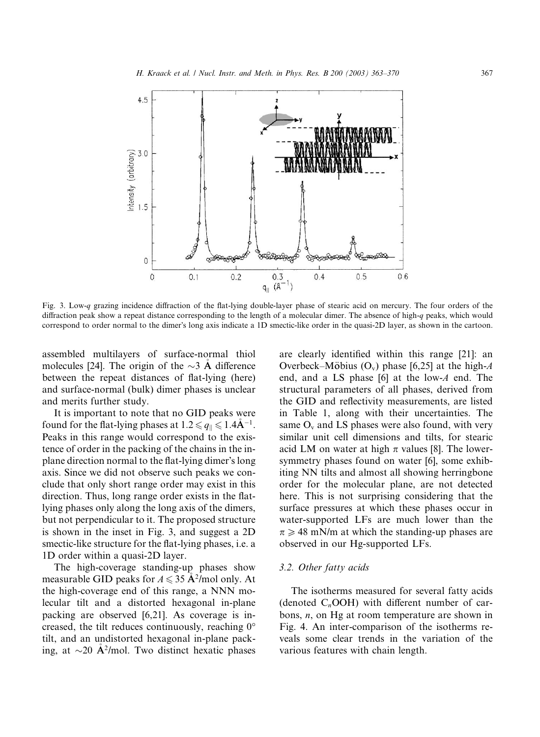Fig. 3. Low-$q$ grazing incidence diffraction of the flat-lying double-layer phase of stearic acid on mercury. The four orders of the diffraction peak show a repeat distance corresponding to the length of a molecular dimer. The absence of high-$q$ peaks, which would correspond to order normal to the dimer's long axis indicate a 1D smectic-like order in the quasi-2D layer, as shown in the cartoon.

assembled multilayers of surface-normal thiol molecules [24]. The origin of the $\sim$3 Å difference between the repeat distances of flat-lying (here) and surface-normal (bulk) dimer phases is unclear and merits further study.

It is important to note that no GID peaks were found for the flat-lying phases at $1.2 \leqslant q_{\parallel} \leqslant 1.4$Å$^{-1}$. Peaks in this range would correspond to the existence of order in the packing of the chains in the in-plane direction normal to the flat-lying dimer's long axis. Since we did not observe such peaks we conclude that only short range order may exist in this direction. Thus, long range order exists in the flat-lying phases only along the long axis of the dimers, but not perpendicular to it. The proposed structure is shown in the inset in Fig. 3, and suggest a 2D smectic-like structure for the flat-lying phases, i.e. a 1D order within a quasi-2D layer.

The high-coverage standing-up phases show measurable GID peaks for $A \leqslant 35$ Å$^2$/mol only. At the high-coverage end of this range, a NNN molecular tilt and a distorted hexagonal in-plane packing are observed [6,21]. As coverage is increased, the tilt reduces continuously, reaching 0° tilt, and an undistorted hexagonal in-plane packing, at $\sim$20 Å$^2$/mol. Two distinct hexatic phases are clearly identified within this range [21]: an Overbeck–Möbius ($O_v$) phase [6,25] at the high-$A$ end, and a LS phase [6] at the low-$A$ end. The structural parameters of all phases, derived from the GID and reflectivity measurements, are listed in Table 1, along with their uncertainties. The same $O_v$ and LS phases were also found, with very similar unit cell dimensions and tilts, for stearic acid LM on water at high $\pi$ values [8]. The lower-symmetry phases found on water [6], some exhibiting NN tilts and almost all showing herringbone order for the molecular plane, are not detected here. This is not surprising considering that the surface pressures at which these phases occur in water-supported LFs are much lower than the $\pi \geqslant 48$ mN/m at which the standing-up phases are observed in our Hg-supported LFs.

### 3.2. Other fatty acids

The isotherms measured for several fatty acids (denoted $C_nOOH$) with different number of carbons, $n$, on Hg at room temperature are shown in Fig. 4. An inter-comparison of the isotherms reveals some clear trends in the variation of the various features with chain length.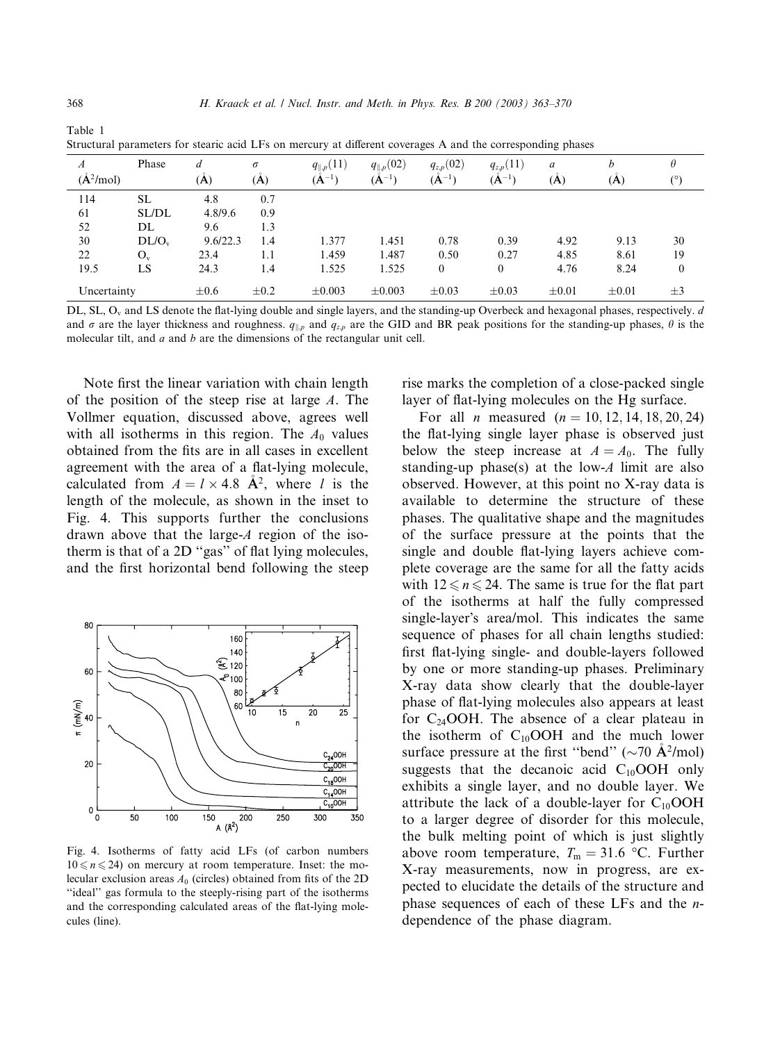Table 1
Structural parameters for stearic acid LFs on mercury at different coverages A and the corresponding phases

| $A$ (Å$^2$/mol) | Phase | $d$ (Å) | $\sigma$ (Å) | $q_{\parallel,p}(11)$ (Å$^{-1}$) | $q_{\parallel,p}(02)$ (Å$^{-1}$) | $q_{z,p}(02)$ (Å$^{-1}$) | $q_{z,p}(11)$ (Å$^{-1}$) | $a$ (Å) | $b$ (Å) | $\theta$ (°) |
|---|---|---|---|---|---|---|---|---|---|---|
| 114 | SL | 4.8 | 0.7 | | | | | | | |
| 61 | SL/DL | 4.8/9.6 | 0.9 | | | | | | | |
| 52 | DL | 9.6 | 1.3 | | | | | | | |
| 30 | DL/O$_v$ | 9.6/22.3 | 1.4 | 1.377 | 1.451 | 0.78 | 0.39 | 4.92 | 9.13 | 30 |
| 22 | O$_v$ | 23.4 | 1.1 | 1.459 | 1.487 | 0.50 | 0.27 | 4.85 | 8.61 | 19 |
| 19.5 | LS | 24.3 | 1.4 | 1.525 | 1.525 | 0 | 0 | 4.76 | 8.24 | 0 |
| Uncertainty | | ±0.6 | ±0.2 | ±0.003 | ±0.003 | ±0.03 | ±0.03 | ±0.01 | ±0.01 | ±3 |

DL, SL, O$_v$ and LS denote the flat-lying double and single layers, and the standing-up Overbeck and hexagonal phases, respectively. $d$ and $\sigma$ are the layer thickness and roughness. $q_{\parallel,p}$ and $q_{z,p}$ are the GID and BR peak positions for the standing-up phases, $\theta$ is the molecular tilt, and $a$ and $b$ are the dimensions of the rectangular unit cell.

Note first the linear variation with chain length of the position of the steep rise at large $A$. The Vollmer equation, discussed above, agrees well with all isotherms in this region. The $A_0$ values obtained from the fits are in all cases in excellent agreement with the area of a flat-lying molecule, calculated from $A = l \times 4.8$ Å$^2$, where $l$ is the length of the molecule, as shown in the inset to Fig. 4. This supports further the conclusions drawn above that the large-$A$ region of the isotherm is that of a 2D "gas" of flat lying molecules, and the first horizontal bend following the steep rise marks the completion of a close-packed single layer of flat-lying molecules on the Hg surface.

Fig. 4. Isotherms of fatty acid LFs (of carbon numbers $10 \leqslant n \leqslant 24$) on mercury at room temperature. Inset: the molecular exclusion areas $A_0$ (circles) obtained from fits of the 2D "ideal" gas formula to the steeply-rising part of the isotherms and the corresponding calculated areas of the flat-lying molecules (line).

For all $n$ measured ($n = 10, 12, 14, 18, 20, 24$) the flat-lying single layer phase is observed just below the steep increase at $A = A_0$. The fully standing-up phase(s) at the low-$A$ limit are also observed. However, at this point no X-ray data is available to determine the structure of these phases. The qualitative shape and the magnitudes of the surface pressure at the points that the single and double flat-lying layers achieve complete coverage are the same for all the fatty acids with $12 \leqslant n \leqslant 24$. The same is true for the flat part of the isotherms at half the fully compressed single-layer's area/mol. This indicates the same sequence of phases for all chain lengths studied: first flat-lying single- and double-layers followed by one or more standing-up phases. Preliminary X-ray data show clearly that the double-layer phase of flat-lying molecules also appears at least for $C_{24}OOH$. The absence of a clear plateau in the isotherm of $C_{10}OOH$ and the much lower surface pressure at the first "bend" (~70 Å$^2$/mol) suggests that the decanoic acid $C_{10}OOH$ only exhibits a single layer, and no double layer. We attribute the lack of a double-layer for $C_{10}OOH$ to a larger degree of disorder for this molecule, the bulk melting point of which is just slightly above room temperature, $T_m = 31.6$ °C. Further X-ray measurements, now in progress, are expected to elucidate the details of the structure and phase sequences of each of these LFs and the $n$-dependence of the phase diagram.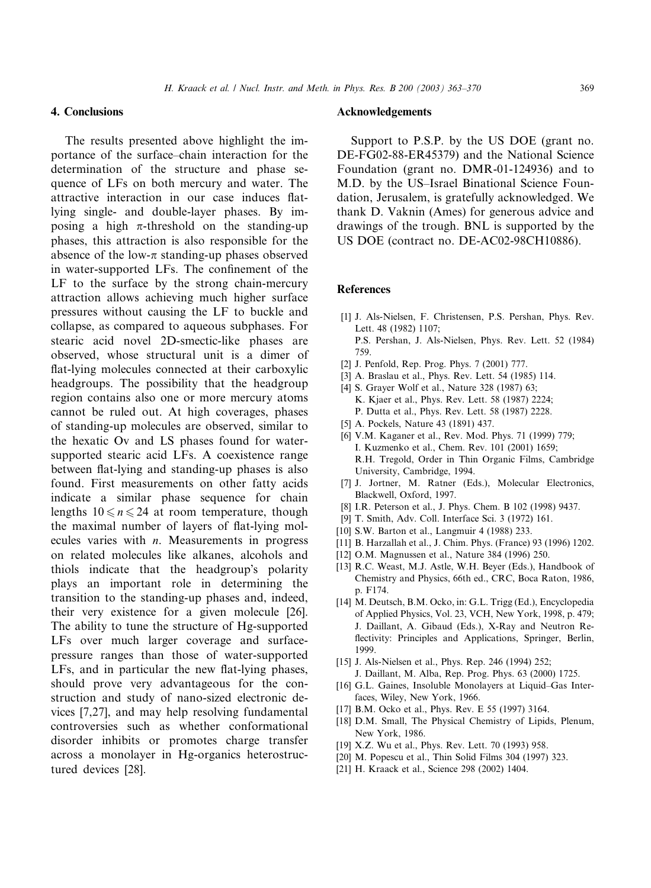## 4. Conclusions

The results presented above highlight the importance of the surface–chain interaction for the determination of the structure and phase sequence of LFs on both mercury and water. The attractive interaction in our case induces flat-lying single- and double-layer phases. By imposing a high $\pi$-threshold on the standing-up phases, this attraction is also responsible for the absence of the low-$\pi$ standing-up phases observed in water-supported LFs. The confinement of the LF to the surface by the strong chain-mercury attraction allows achieving much higher surface pressures without causing the LF to buckle and collapse, as compared to aqueous subphases. For stearic acid novel 2D-smectic-like phases are observed, whose structural unit is a dimer of flat-lying molecules connected at their carboxylic headgroups. The possibility that the headgroup region contains also one or more mercury atoms cannot be ruled out. At high coverages, phases of standing-up molecules are observed, similar to the hexatic Ov and LS phases found for water-supported stearic acid LFs. A coexistence range between flat-lying and standing-up phases is also found. First measurements on other fatty acids indicate a similar phase sequence for chain lengths $10 \leqslant n \leqslant 24$ at room temperature, though the maximal number of layers of flat-lying molecules varies with $n$. Measurements in progress on related molecules like alkanes, alcohols and thiols indicate that the headgroup's polarity plays an important role in determining the transition to the standing-up phases and, indeed, their very existence for a given molecule [26]. The ability to tune the structure of Hg-supported LFs over much larger coverage and surface-pressure ranges than those of water-supported LFs, and in particular the new flat-lying phases, should prove very advantageous for the construction and study of nano-sized electronic devices [7,27], and may help resolving fundamental controversies such as whether conformational disorder inhibits or promotes charge transfer across a monolayer in Hg-organics heterostructured devices [28].

## Acknowledgements

Support to P.S.P. by the US DOE (grant no. DE-FG02-88-ER45379) and the National Science Foundation (grant no. DMR-01-124936) and to M.D. by the US–Israel Binational Science Foundation, Jerusalem, is gratefully acknowledged. We thank D. Vaknin (Ames) for generous advice and drawings of the trough. BNL is supported by the US DOE (contract no. DE-AC02-98CH10886).

## References

[1] J. Als-Nielsen, F. Christensen, P.S. Pershan, Phys. Rev. Lett. 48 (1982) 1107; P.S. Pershan, J. Als-Nielsen, Phys. Rev. Lett. 52 (1984) 759.

[2] J. Penfold, Rep. Prog. Phys. 7 (2001) 777.

[3] A. Braslau et al., Phys. Rev. Lett. 54 (1985) 114.

[4] S. Grayer Wolf et al., Nature 328 (1987) 63; K. Kjaer et al., Phys. Rev. Lett. 58 (1987) 2224; P. Dutta et al., Phys. Rev. Lett. 58 (1987) 2228.

[5] A. Pockels, Nature 43 (1891) 437.

[6] V.M. Kaganer et al., Rev. Mod. Phys. 71 (1999) 779; I. Kuzmenko et al., Chem. Rev. 101 (2001) 1659; R.H. Tregold, Order in Thin Organic Films, Cambridge University, Cambridge, 1994.

[7] J. Jortner, M. Ratner (Eds.), Molecular Electronics, Blackwell, Oxford, 1997.

[8] I.R. Peterson et al., J. Phys. Chem. B 102 (1998) 9437.

[9] T. Smith, Adv. Coll. Interface Sci. 3 (1972) 161.

[10] S.W. Barton et al., Langmuir 4 (1988) 233.

[11] B. Harzallah et al., J. Chim. Phys. (France) 93 (1996) 1202.

[12] O.M. Magnussen et al., Nature 384 (1996) 250.

[13] R.C. Weast, M.J. Astle, W.H. Beyer (Eds.), Handbook of Chemistry and Physics, 66th ed., CRC, Boca Raton, 1986, p. F174.

[14] M. Deutsch, B.M. Ocko, in: G.L. Trigg (Ed.), Encyclopedia of Applied Physics, Vol. 23, VCH, New York, 1998, p. 479; J. Daillant, A. Gibaud (Eds.), X-Ray and Neutron Reflectivity: Principles and Applications, Springer, Berlin, 1999.

[15] J. Als-Nielsen et al., Phys. Rep. 246 (1994) 252; J. Daillant, M. Alba, Rep. Prog. Phys. 63 (2000) 1725.

[16] G.L. Gaines, Insoluble Monolayers at Liquid–Gas Interfaces, Wiley, New York, 1966.

[17] B.M. Ocko et al., Phys. Rev. E 55 (1997) 3164.

[18] D.M. Small, The Physical Chemistry of Lipids, Plenum, New York, 1986.

[19] X.Z. Wu et al., Phys. Rev. Lett. 70 (1993) 958.

[20] M. Popescu et al., Thin Solid Films 304 (1997) 323.

[21] H. Kraack et al., Science 298 (2002) 1404.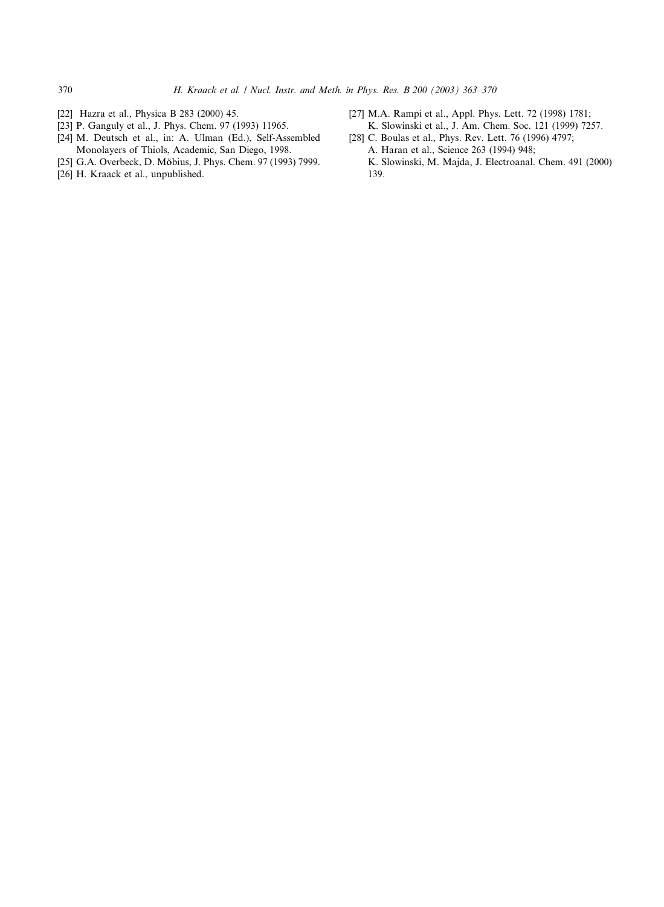[22] Hazra et al., Physica B 283 (2000) 45.

[23] P. Ganguly et al., J. Phys. Chem. 97 (1993) 11965.

[24] M. Deutsch et al., in: A. Ulman (Ed.), Self-Assembled Monolayers of Thiols, Academic, San Diego, 1998.

[25] G.A. Overbeck, D. Möbius, J. Phys. Chem. 97 (1993) 7999.

[26] H. Kraack et al., unpublished.

[27] M.A. Rampi et al., Appl. Phys. Lett. 72 (1998) 1781; K. Slowinski et al., J. Am. Chem. Soc. 121 (1999) 7257.

[28] C. Boulas et al., Phys. Rev. Lett. 76 (1996) 4797; A. Haran et al., Science 263 (1994) 948; K. Slowinski, M. Majda, J. Electroanal. Chem. 491 (2000) 139.